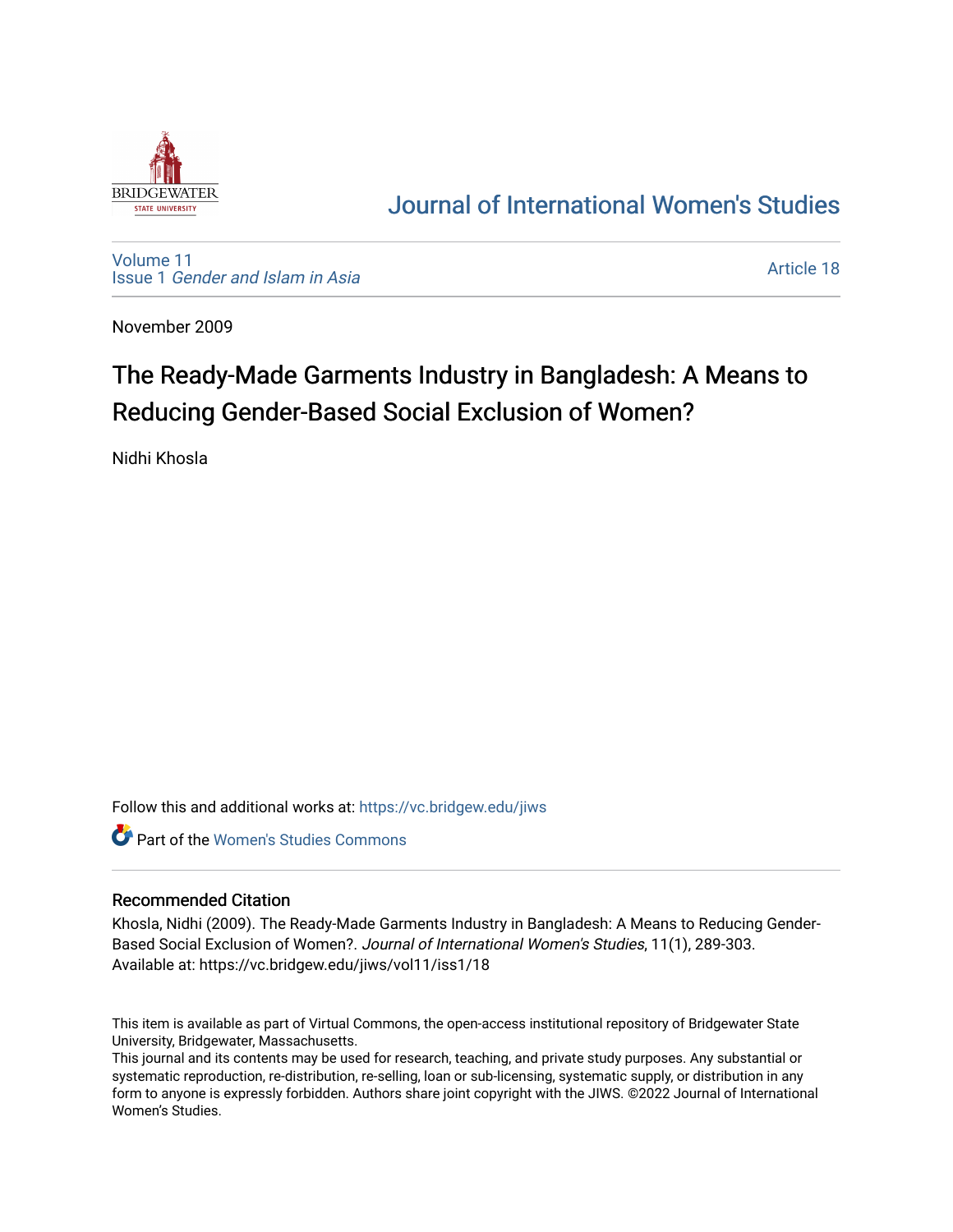# Journal of International Women's Studies

Volume 11
Issue 1 *Gender and Islam in Asia*

Article 18

November 2009

## The Ready-Made Garments Industry in Bangladesh: A Means to Reducing Gender-Based Social Exclusion of Women?

Nidhi Khosla

Follow this and additional works at: https://vc.bridgew.edu/jiws

Part of the Women's Studies Commons

### Recommended Citation

Khosla, Nidhi (2009). The Ready-Made Garments Industry in Bangladesh: A Means to Reducing Gender-Based Social Exclusion of Women?. *Journal of International Women's Studies*, 11(1), 289-303.
Available at: https://vc.bridgew.edu/jiws/vol11/iss1/18

This item is available as part of Virtual Commons, the open-access institutional repository of Bridgewater State University, Bridgewater, Massachusetts.
This journal and its contents may be used for research, teaching, and private study purposes. Any substantial or systematic reproduction, re-distribution, re-selling, loan or sub-licensing, systematic supply, or distribution in any form to anyone is expressly forbidden. Authors share joint copyright with the JIWS. ©2022 Journal of International Women's Studies.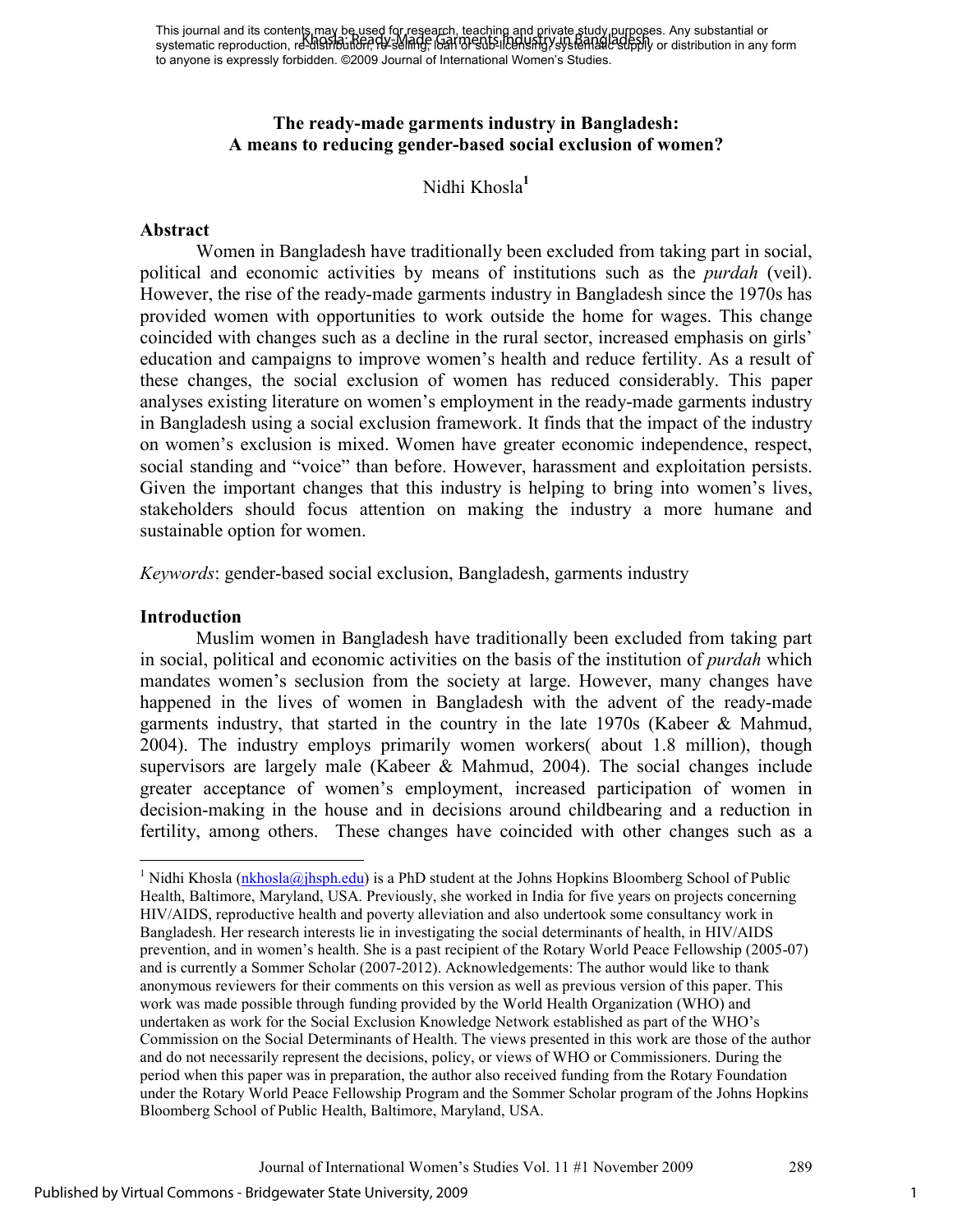This journal and its contents may be used for research, teaching and private study purposes. Any substantial or systematic reproduction, re-distribution, re-selling, loan or sub-licensing, systematic supply or distribution in any form to anyone is expressly forbidden. ©2009 Journal of International Women's Studies.

# The ready-made garments industry in Bangladesh: A means to reducing gender-based social exclusion of women?

Nidhi Khosla[1]

## Abstract

Women in Bangladesh have traditionally been excluded from taking part in social, political and economic activities by means of institutions such as the *purdah* (veil). However, the rise of the ready-made garments industry in Bangladesh since the 1970s has provided women with opportunities to work outside the home for wages. This change coincided with changes such as a decline in the rural sector, increased emphasis on girls' education and campaigns to improve women's health and reduce fertility. As a result of these changes, the social exclusion of women has reduced considerably. This paper analyses existing literature on women's employment in the ready-made garments industry in Bangladesh using a social exclusion framework. It finds that the impact of the industry on women's exclusion is mixed. Women have greater economic independence, respect, social standing and "voice" than before. However, harassment and exploitation persists. Given the important changes that this industry is helping to bring into women's lives, stakeholders should focus attention on making the industry a more humane and sustainable option for women.

*Keywords*: gender-based social exclusion, Bangladesh, garments industry

## Introduction

Muslim women in Bangladesh have traditionally been excluded from taking part in social, political and economic activities on the basis of the institution of *purdah* which mandates women's seclusion from the society at large. However, many changes have happened in the lives of women in Bangladesh with the advent of the ready-made garments industry, that started in the country in the late 1970s (Kabeer & Mahmud, 2004). The industry employs primarily women workers( about 1.8 million), though supervisors are largely male (Kabeer & Mahmud, 2004). The social changes include greater acceptance of women's employment, increased participation of women in decision-making in the house and in decisions around childbearing and a reduction in fertility, among others. These changes have coincided with other changes such as a

[1] Nidhi Khosla (nkhosla@jhsph.edu) is a PhD student at the Johns Hopkins Bloomberg School of Public Health, Baltimore, Maryland, USA. Previously, she worked in India for five years on projects concerning HIV/AIDS, reproductive health and poverty alleviation and also undertook some consultancy work in Bangladesh. Her research interests lie in investigating the social determinants of health, in HIV/AIDS prevention, and in women's health. She is a past recipient of the Rotary World Peace Fellowship (2005-07) and is currently a Sommer Scholar (2007-2012). Acknowledgements: The author would like to thank anonymous reviewers for their comments on this version as well as previous version of this paper. This work was made possible through funding provided by the World Health Organization (WHO) and undertaken as work for the Social Exclusion Knowledge Network established as part of the WHO's Commission on the Social Determinants of Health. The views presented in this work are those of the author and do not necessarily represent the decisions, policy, or views of WHO or Commissioners. During the period when this paper was in preparation, the author also received funding from the Rotary Foundation under the Rotary World Peace Fellowship Program and the Sommer Scholar program of the Johns Hopkins Bloomberg School of Public Health, Baltimore, Maryland, USA.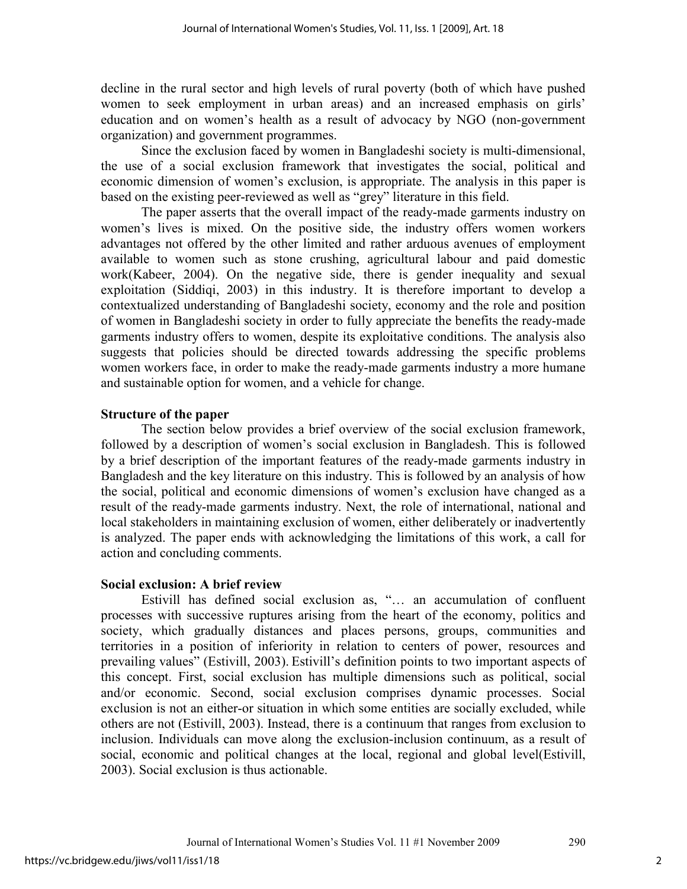decline in the rural sector and high levels of rural poverty (both of which have pushed women to seek employment in urban areas) and an increased emphasis on girls' education and on women's health as a result of advocacy by NGO (non-government organization) and government programmes.

Since the exclusion faced by women in Bangladeshi society is multi-dimensional, the use of a social exclusion framework that investigates the social, political and economic dimension of women's exclusion, is appropriate. The analysis in this paper is based on the existing peer-reviewed as well as "grey" literature in this field.

The paper asserts that the overall impact of the ready-made garments industry on women's lives is mixed. On the positive side, the industry offers women workers advantages not offered by the other limited and rather arduous avenues of employment available to women such as stone crushing, agricultural labour and paid domestic work(Kabeer, 2004). On the negative side, there is gender inequality and sexual exploitation (Siddiqi, 2003) in this industry. It is therefore important to develop a contextualized understanding of Bangladeshi society, economy and the role and position of women in Bangladeshi society in order to fully appreciate the benefits the ready-made garments industry offers to women, despite its exploitative conditions. The analysis also suggests that policies should be directed towards addressing the specific problems women workers face, in order to make the ready-made garments industry a more humane and sustainable option for women, and a vehicle for change.

**Structure of the paper**

The section below provides a brief overview of the social exclusion framework, followed by a description of women's social exclusion in Bangladesh. This is followed by a brief description of the important features of the ready-made garments industry in Bangladesh and the key literature on this industry. This is followed by an analysis of how the social, political and economic dimensions of women's exclusion have changed as a result of the ready-made garments industry. Next, the role of international, national and local stakeholders in maintaining exclusion of women, either deliberately or inadvertently is analyzed. The paper ends with acknowledging the limitations of this work, a call for action and concluding comments.

**Social exclusion: A brief review**

Estivill has defined social exclusion as, "… an accumulation of confluent processes with successive ruptures arising from the heart of the economy, politics and society, which gradually distances and places persons, groups, communities and territories in a position of inferiority in relation to centers of power, resources and prevailing values" (Estivill, 2003). Estivill's definition points to two important aspects of this concept. First, social exclusion has multiple dimensions such as political, social and/or economic. Second, social exclusion comprises dynamic processes. Social exclusion is not an either-or situation in which some entities are socially excluded, while others are not (Estivill, 2003). Instead, there is a continuum that ranges from exclusion to inclusion. Individuals can move along the exclusion-inclusion continuum, as a result of social, economic and political changes at the local, regional and global level(Estivill, 2003). Social exclusion is thus actionable.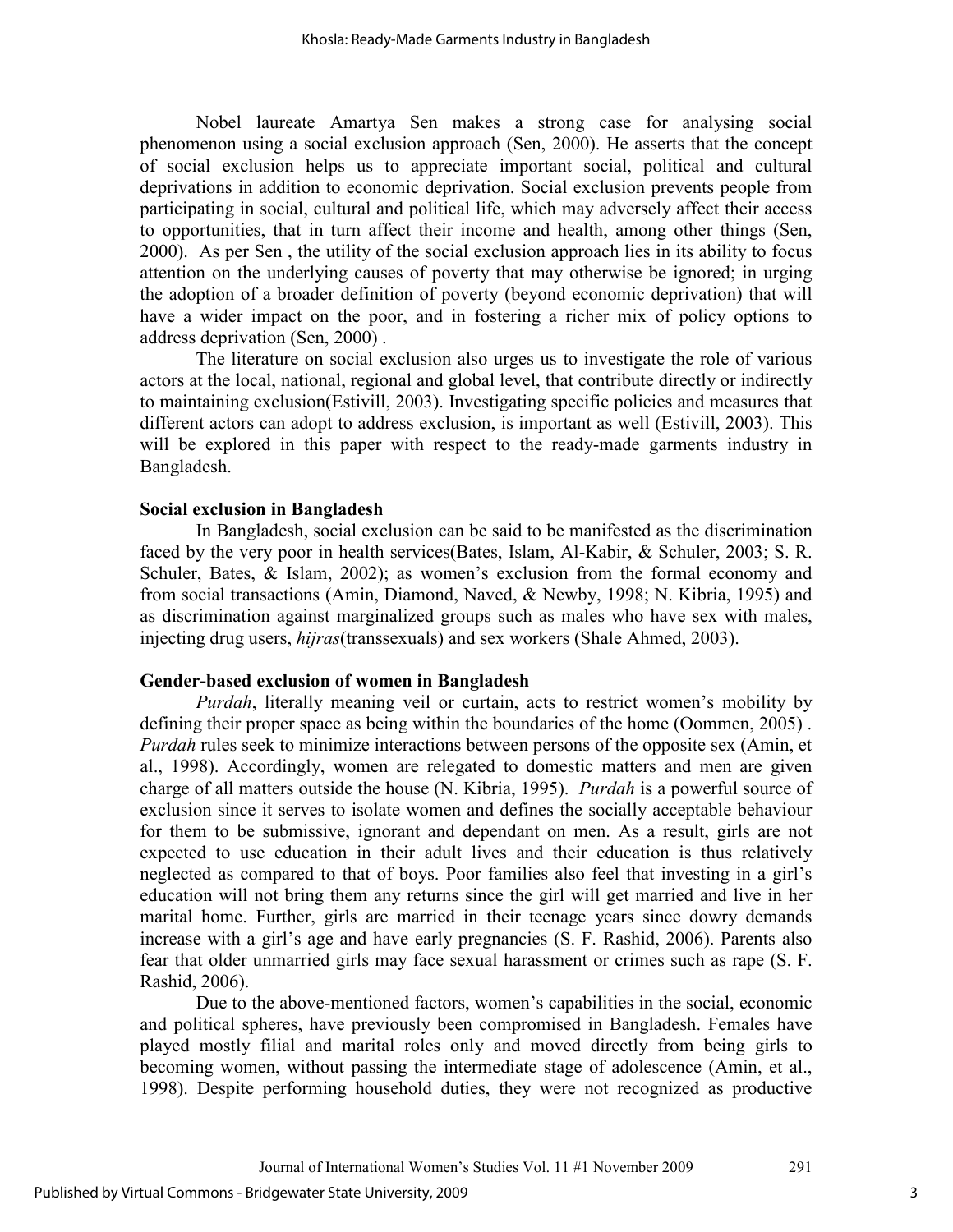Nobel laureate Amartya Sen makes a strong case for analysing social phenomenon using a social exclusion approach (Sen, 2000). He asserts that the concept of social exclusion helps us to appreciate important social, political and cultural deprivations in addition to economic deprivation. Social exclusion prevents people from participating in social, cultural and political life, which may adversely affect their access to opportunities, that in turn affect their income and health, among other things (Sen, 2000). As per Sen , the utility of the social exclusion approach lies in its ability to focus attention on the underlying causes of poverty that may otherwise be ignored; in urging the adoption of a broader definition of poverty (beyond economic deprivation) that will have a wider impact on the poor, and in fostering a richer mix of policy options to address deprivation (Sen, 2000) .

The literature on social exclusion also urges us to investigate the role of various actors at the local, national, regional and global level, that contribute directly or indirectly to maintaining exclusion(Estivill, 2003). Investigating specific policies and measures that different actors can adopt to address exclusion, is important as well (Estivill, 2003). This will be explored in this paper with respect to the ready-made garments industry in Bangladesh.

### Social exclusion in Bangladesh

In Bangladesh, social exclusion can be said to be manifested as the discrimination faced by the very poor in health services(Bates, Islam, Al-Kabir, & Schuler, 2003; S. R. Schuler, Bates, & Islam, 2002); as women's exclusion from the formal economy and from social transactions (Amin, Diamond, Naved, & Newby, 1998; N. Kibria, 1995) and as discrimination against marginalized groups such as males who have sex with males, injecting drug users, *hijras*(transsexuals) and sex workers (Shale Ahmed, 2003).

### Gender-based exclusion of women in Bangladesh

*Purdah*, literally meaning veil or curtain, acts to restrict women's mobility by defining their proper space as being within the boundaries of the home (Oommen, 2005) . *Purdah* rules seek to minimize interactions between persons of the opposite sex (Amin, et al., 1998). Accordingly, women are relegated to domestic matters and men are given charge of all matters outside the house (N. Kibria, 1995). *Purdah* is a powerful source of exclusion since it serves to isolate women and defines the socially acceptable behaviour for them to be submissive, ignorant and dependant on men. As a result, girls are not expected to use education in their adult lives and their education is thus relatively neglected as compared to that of boys. Poor families also feel that investing in a girl's education will not bring them any returns since the girl will get married and live in her marital home. Further, girls are married in their teenage years since dowry demands increase with a girl's age and have early pregnancies (S. F. Rashid, 2006). Parents also fear that older unmarried girls may face sexual harassment or crimes such as rape (S. F. Rashid, 2006).

Due to the above-mentioned factors, women's capabilities in the social, economic and political spheres, have previously been compromised in Bangladesh. Females have played mostly filial and marital roles only and moved directly from being girls to becoming women, without passing the intermediate stage of adolescence (Amin, et al., 1998). Despite performing household duties, they were not recognized as productive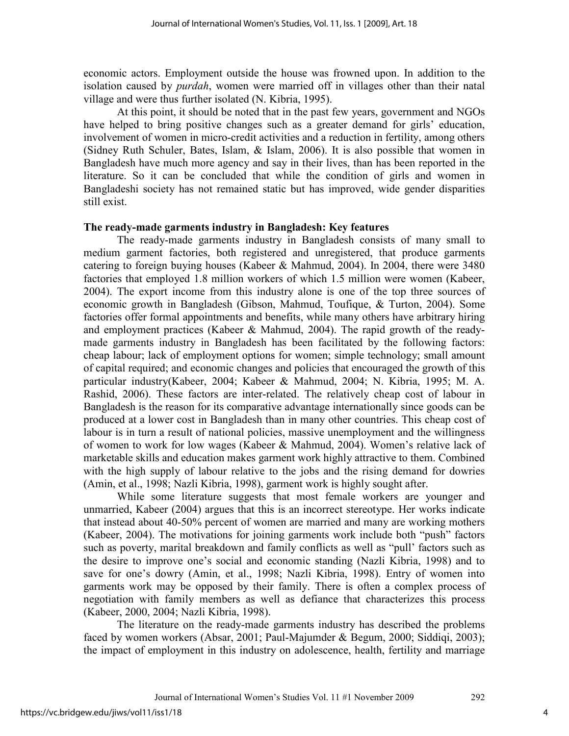economic actors. Employment outside the house was frowned upon. In addition to the isolation caused by *purdah*, women were married off in villages other than their natal village and were thus further isolated (N. Kibria, 1995).

At this point, it should be noted that in the past few years, government and NGOs have helped to bring positive changes such as a greater demand for girls' education, involvement of women in micro-credit activities and a reduction in fertility, among others (Sidney Ruth Schuler, Bates, Islam, & Islam, 2006). It is also possible that women in Bangladesh have much more agency and say in their lives, than has been reported in the literature. So it can be concluded that while the condition of girls and women in Bangladeshi society has not remained static but has improved, wide gender disparities still exist.

**The ready-made garments industry in Bangladesh: Key features**

The ready-made garments industry in Bangladesh consists of many small to medium garment factories, both registered and unregistered, that produce garments catering to foreign buying houses (Kabeer & Mahmud, 2004). In 2004, there were 3480 factories that employed 1.8 million workers of which 1.5 million were women (Kabeer, 2004). The export income from this industry alone is one of the top three sources of economic growth in Bangladesh (Gibson, Mahmud, Toufique, & Turton, 2004). Some factories offer formal appointments and benefits, while many others have arbitrary hiring and employment practices (Kabeer & Mahmud, 2004). The rapid growth of the ready-made garments industry in Bangladesh has been facilitated by the following factors: cheap labour; lack of employment options for women; simple technology; small amount of capital required; and economic changes and policies that encouraged the growth of this particular industry(Kabeer, 2004; Kabeer & Mahmud, 2004; N. Kibria, 1995; M. A. Rashid, 2006). These factors are inter-related. The relatively cheap cost of labour in Bangladesh is the reason for its comparative advantage internationally since goods can be produced at a lower cost in Bangladesh than in many other countries. This cheap cost of labour is in turn a result of national policies, massive unemployment and the willingness of women to work for low wages (Kabeer & Mahmud, 2004). Women's relative lack of marketable skills and education makes garment work highly attractive to them. Combined with the high supply of labour relative to the jobs and the rising demand for dowries (Amin, et al., 1998; Nazli Kibria, 1998), garment work is highly sought after.

While some literature suggests that most female workers are younger and unmarried, Kabeer (2004) argues that this is an incorrect stereotype. Her works indicate that instead about 40-50% percent of women are married and many are working mothers (Kabeer, 2004). The motivations for joining garments work include both "push" factors such as poverty, marital breakdown and family conflicts as well as "pull' factors such as the desire to improve one's social and economic standing (Nazli Kibria, 1998) and to save for one's dowry (Amin, et al., 1998; Nazli Kibria, 1998). Entry of women into garments work may be opposed by their family. There is often a complex process of negotiation with family members as well as defiance that characterizes this process (Kabeer, 2000, 2004; Nazli Kibria, 1998).

The literature on the ready-made garments industry has described the problems faced by women workers (Absar, 2001; Paul-Majumder & Begum, 2000; Siddiqi, 2003); the impact of employment in this industry on adolescence, health, fertility and marriage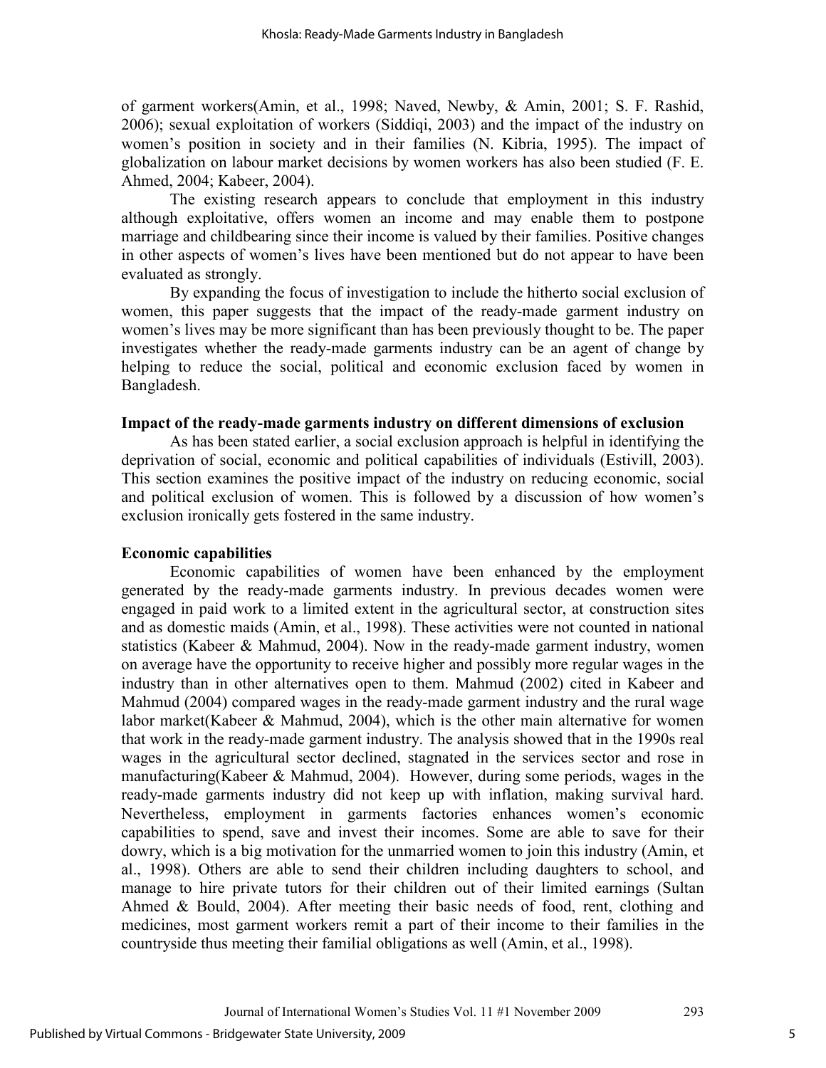of garment workers(Amin, et al., 1998; Naved, Newby, & Amin, 2001; S. F. Rashid, 2006); sexual exploitation of workers (Siddiqi, 2003) and the impact of the industry on women's position in society and in their families (N. Kibria, 1995). The impact of globalization on labour market decisions by women workers has also been studied (F. E. Ahmed, 2004; Kabeer, 2004).

The existing research appears to conclude that employment in this industry although exploitative, offers women an income and may enable them to postpone marriage and childbearing since their income is valued by their families. Positive changes in other aspects of women's lives have been mentioned but do not appear to have been evaluated as strongly.

By expanding the focus of investigation to include the hitherto social exclusion of women, this paper suggests that the impact of the ready-made garment industry on women's lives may be more significant than has been previously thought to be. The paper investigates whether the ready-made garments industry can be an agent of change by helping to reduce the social, political and economic exclusion faced by women in Bangladesh.

### Impact of the ready-made garments industry on different dimensions of exclusion

As has been stated earlier, a social exclusion approach is helpful in identifying the deprivation of social, economic and political capabilities of individuals (Estivill, 2003). This section examines the positive impact of the industry on reducing economic, social and political exclusion of women. This is followed by a discussion of how women's exclusion ironically gets fostered in the same industry.

### Economic capabilities

Economic capabilities of women have been enhanced by the employment generated by the ready-made garments industry. In previous decades women were engaged in paid work to a limited extent in the agricultural sector, at construction sites and as domestic maids (Amin, et al., 1998). These activities were not counted in national statistics (Kabeer & Mahmud, 2004). Now in the ready-made garment industry, women on average have the opportunity to receive higher and possibly more regular wages in the industry than in other alternatives open to them. Mahmud (2002) cited in Kabeer and Mahmud (2004) compared wages in the ready-made garment industry and the rural wage labor market(Kabeer & Mahmud, 2004), which is the other main alternative for women that work in the ready-made garment industry. The analysis showed that in the 1990s real wages in the agricultural sector declined, stagnated in the services sector and rose in manufacturing(Kabeer & Mahmud, 2004). However, during some periods, wages in the ready-made garments industry did not keep up with inflation, making survival hard. Nevertheless, employment in garments factories enhances women's economic capabilities to spend, save and invest their incomes. Some are able to save for their dowry, which is a big motivation for the unmarried women to join this industry (Amin, et al., 1998). Others are able to send their children including daughters to school, and manage to hire private tutors for their children out of their limited earnings (Sultan Ahmed & Bould, 2004). After meeting their basic needs of food, rent, clothing and medicines, most garment workers remit a part of their income to their families in the countryside thus meeting their familial obligations as well (Amin, et al., 1998).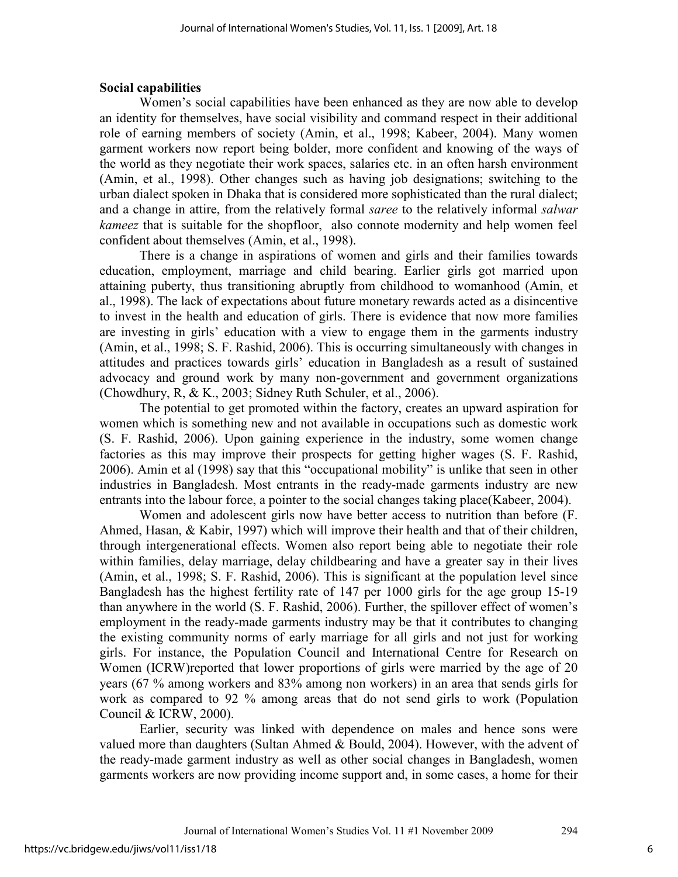**Social capabilities**

Women's social capabilities have been enhanced as they are now able to develop an identity for themselves, have social visibility and command respect in their additional role of earning members of society (Amin, et al., 1998; Kabeer, 2004). Many women garment workers now report being bolder, more confident and knowing of the ways of the world as they negotiate their work spaces, salaries etc. in an often harsh environment (Amin, et al., 1998). Other changes such as having job designations; switching to the urban dialect spoken in Dhaka that is considered more sophisticated than the rural dialect; and a change in attire, from the relatively formal *saree* to the relatively informal *salwar kameez* that is suitable for the shopfloor, also connote modernity and help women feel confident about themselves (Amin, et al., 1998).

There is a change in aspirations of women and girls and their families towards education, employment, marriage and child bearing. Earlier girls got married upon attaining puberty, thus transitioning abruptly from childhood to womanhood (Amin, et al., 1998). The lack of expectations about future monetary rewards acted as a disincentive to invest in the health and education of girls. There is evidence that now more families are investing in girls' education with a view to engage them in the garments industry (Amin, et al., 1998; S. F. Rashid, 2006). This is occurring simultaneously with changes in attitudes and practices towards girls' education in Bangladesh as a result of sustained advocacy and ground work by many non-government and government organizations (Chowdhury, R, & K., 2003; Sidney Ruth Schuler, et al., 2006).

The potential to get promoted within the factory, creates an upward aspiration for women which is something new and not available in occupations such as domestic work (S. F. Rashid, 2006). Upon gaining experience in the industry, some women change factories as this may improve their prospects for getting higher wages (S. F. Rashid, 2006). Amin et al (1998) say that this "occupational mobility" is unlike that seen in other industries in Bangladesh. Most entrants in the ready-made garments industry are new entrants into the labour force, a pointer to the social changes taking place(Kabeer, 2004).

Women and adolescent girls now have better access to nutrition than before (F. Ahmed, Hasan, & Kabir, 1997) which will improve their health and that of their children, through intergenerational effects. Women also report being able to negotiate their role within families, delay marriage, delay childbearing and have a greater say in their lives (Amin, et al., 1998; S. F. Rashid, 2006). This is significant at the population level since Bangladesh has the highest fertility rate of 147 per 1000 girls for the age group 15-19 than anywhere in the world (S. F. Rashid, 2006). Further, the spillover effect of women's employment in the ready-made garments industry may be that it contributes to changing the existing community norms of early marriage for all girls and not just for working girls. For instance, the Population Council and International Centre for Research on Women (ICRW)reported that lower proportions of girls were married by the age of 20 years (67 % among workers and 83% among non workers) in an area that sends girls for work as compared to 92 % among areas that do not send girls to work (Population Council & ICRW, 2000).

Earlier, security was linked with dependence on males and hence sons were valued more than daughters (Sultan Ahmed & Bould, 2004). However, with the advent of the ready-made garment industry as well as other social changes in Bangladesh, women garments workers are now providing income support and, in some cases, a home for their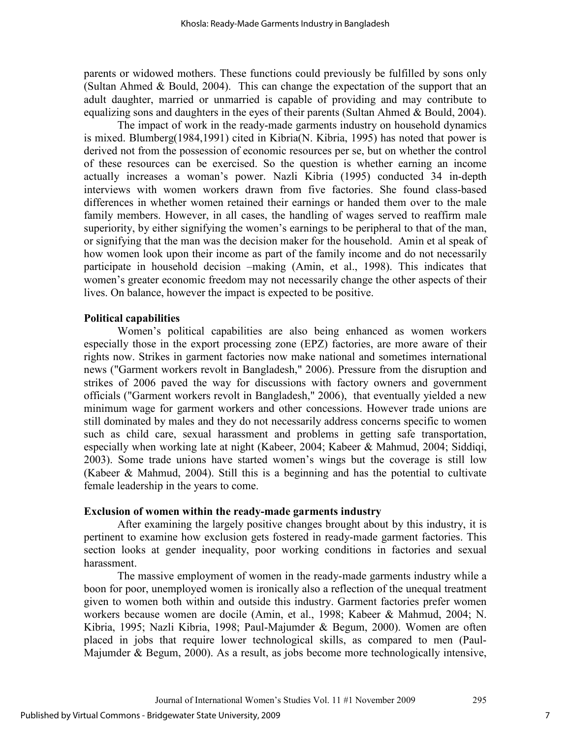parents or widowed mothers. These functions could previously be fulfilled by sons only (Sultan Ahmed & Bould, 2004). This can change the expectation of the support that an adult daughter, married or unmarried is capable of providing and may contribute to equalizing sons and daughters in the eyes of their parents (Sultan Ahmed & Bould, 2004).

The impact of work in the ready-made garments industry on household dynamics is mixed. Blumberg(1984,1991) cited in Kibria(N. Kibria, 1995) has noted that power is derived not from the possession of economic resources per se, but on whether the control of these resources can be exercised. So the question is whether earning an income actually increases a woman's power. Nazli Kibria (1995) conducted 34 in-depth interviews with women workers drawn from five factories. She found class-based differences in whether women retained their earnings or handed them over to the male family members. However, in all cases, the handling of wages served to reaffirm male superiority, by either signifying the women's earnings to be peripheral to that of the man, or signifying that the man was the decision maker for the household. Amin et al speak of how women look upon their income as part of the family income and do not necessarily participate in household decision –making (Amin, et al., 1998). This indicates that women's greater economic freedom may not necessarily change the other aspects of their lives. On balance, however the impact is expected to be positive.

**Political capabilities**

Women's political capabilities are also being enhanced as women workers especially those in the export processing zone (EPZ) factories, are more aware of their rights now. Strikes in garment factories now make national and sometimes international news ("Garment workers revolt in Bangladesh," 2006). Pressure from the disruption and strikes of 2006 paved the way for discussions with factory owners and government officials ("Garment workers revolt in Bangladesh," 2006), that eventually yielded a new minimum wage for garment workers and other concessions. However trade unions are still dominated by males and they do not necessarily address concerns specific to women such as child care, sexual harassment and problems in getting safe transportation, especially when working late at night (Kabeer, 2004; Kabeer & Mahmud, 2004; Siddiqi, 2003). Some trade unions have started women's wings but the coverage is still low (Kabeer & Mahmud, 2004). Still this is a beginning and has the potential to cultivate female leadership in the years to come.

**Exclusion of women within the ready-made garments industry**

After examining the largely positive changes brought about by this industry, it is pertinent to examine how exclusion gets fostered in ready-made garment factories. This section looks at gender inequality, poor working conditions in factories and sexual harassment.

The massive employment of women in the ready-made garments industry while a boon for poor, unemployed women is ironically also a reflection of the unequal treatment given to women both within and outside this industry. Garment factories prefer women workers because women are docile (Amin, et al., 1998; Kabeer & Mahmud, 2004; N. Kibria, 1995; Nazli Kibria, 1998; Paul-Majumder & Begum, 2000). Women are often placed in jobs that require lower technological skills, as compared to men (Paul-Majumder & Begum, 2000). As a result, as jobs become more technologically intensive,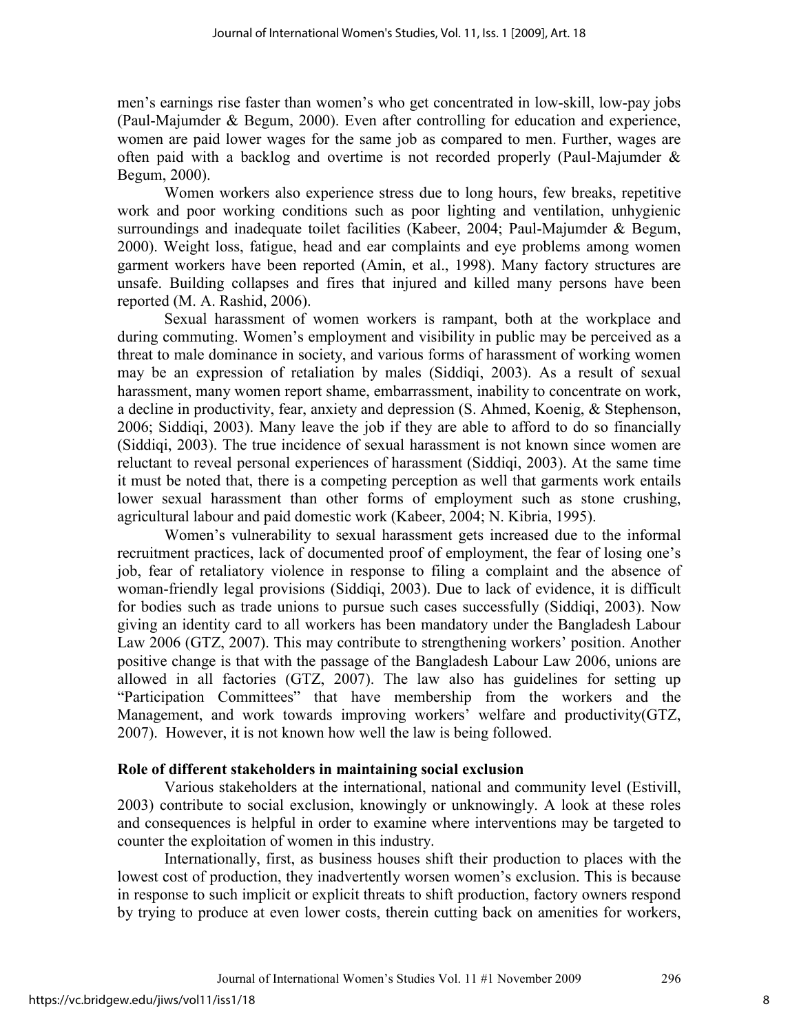men's earnings rise faster than women's who get concentrated in low-skill, low-pay jobs (Paul-Majumder & Begum, 2000). Even after controlling for education and experience, women are paid lower wages for the same job as compared to men. Further, wages are often paid with a backlog and overtime is not recorded properly (Paul-Majumder & Begum, 2000).

Women workers also experience stress due to long hours, few breaks, repetitive work and poor working conditions such as poor lighting and ventilation, unhygienic surroundings and inadequate toilet facilities (Kabeer, 2004; Paul-Majumder & Begum, 2000). Weight loss, fatigue, head and ear complaints and eye problems among women garment workers have been reported (Amin, et al., 1998). Many factory structures are unsafe. Building collapses and fires that injured and killed many persons have been reported (M. A. Rashid, 2006).

Sexual harassment of women workers is rampant, both at the workplace and during commuting. Women's employment and visibility in public may be perceived as a threat to male dominance in society, and various forms of harassment of working women may be an expression of retaliation by males (Siddiqi, 2003). As a result of sexual harassment, many women report shame, embarrassment, inability to concentrate on work, a decline in productivity, fear, anxiety and depression (S. Ahmed, Koenig, & Stephenson, 2006; Siddiqi, 2003). Many leave the job if they are able to afford to do so financially (Siddiqi, 2003). The true incidence of sexual harassment is not known since women are reluctant to reveal personal experiences of harassment (Siddiqi, 2003). At the same time it must be noted that, there is a competing perception as well that garments work entails lower sexual harassment than other forms of employment such as stone crushing, agricultural labour and paid domestic work (Kabeer, 2004; N. Kibria, 1995).

Women's vulnerability to sexual harassment gets increased due to the informal recruitment practices, lack of documented proof of employment, the fear of losing one's job, fear of retaliatory violence in response to filing a complaint and the absence of woman-friendly legal provisions (Siddiqi, 2003). Due to lack of evidence, it is difficult for bodies such as trade unions to pursue such cases successfully (Siddiqi, 2003). Now giving an identity card to all workers has been mandatory under the Bangladesh Labour Law 2006 (GTZ, 2007). This may contribute to strengthening workers' position. Another positive change is that with the passage of the Bangladesh Labour Law 2006, unions are allowed in all factories (GTZ, 2007). The law also has guidelines for setting up "Participation Committees" that have membership from the workers and the Management, and work towards improving workers' welfare and productivity(GTZ, 2007). However, it is not known how well the law is being followed.

## Role of different stakeholders in maintaining social exclusion

Various stakeholders at the international, national and community level (Estivill, 2003) contribute to social exclusion, knowingly or unknowingly. A look at these roles and consequences is helpful in order to examine where interventions may be targeted to counter the exploitation of women in this industry.

Internationally, first, as business houses shift their production to places with the lowest cost of production, they inadvertently worsen women's exclusion. This is because in response to such implicit or explicit threats to shift production, factory owners respond by trying to produce at even lower costs, therein cutting back on amenities for workers,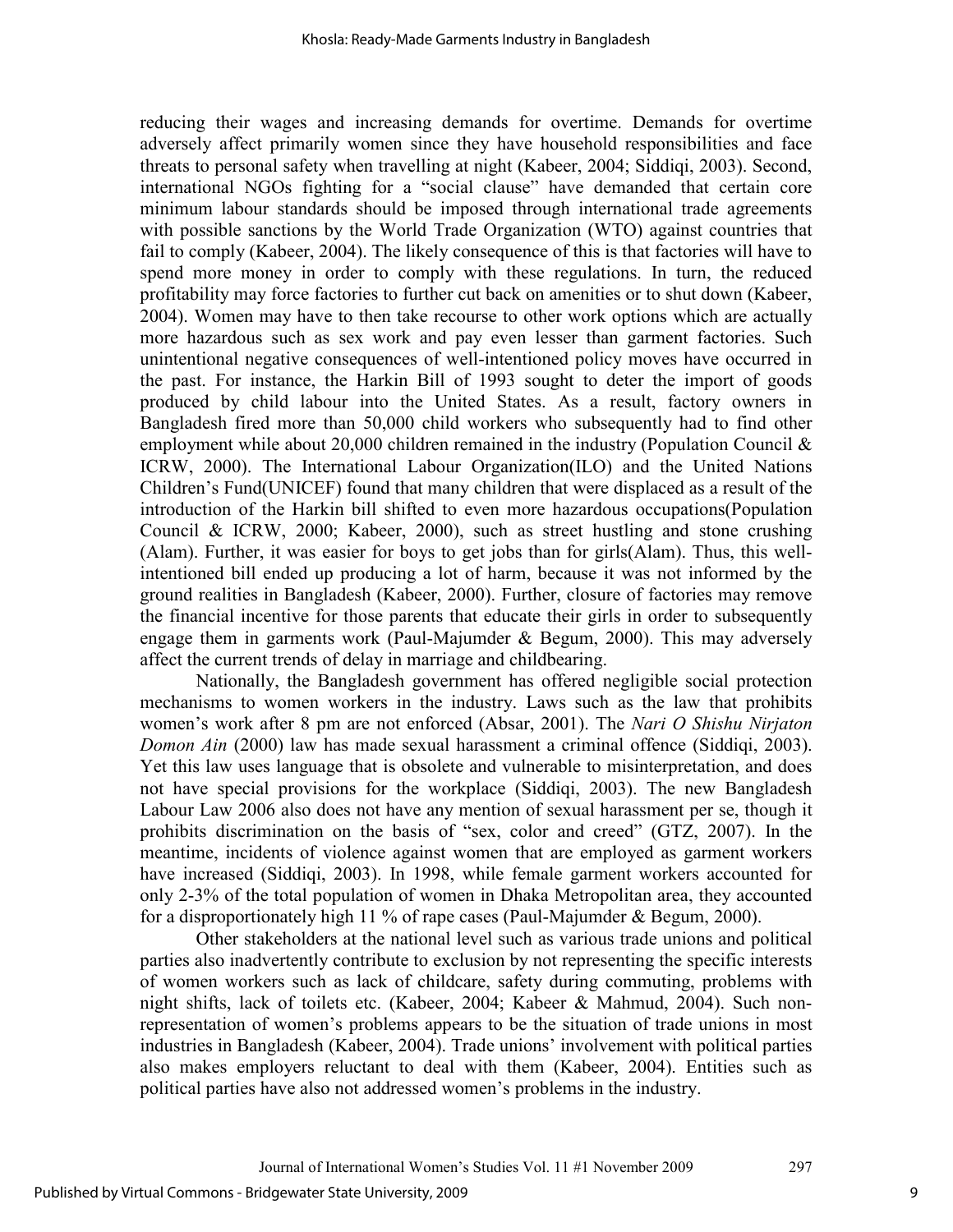reducing their wages and increasing demands for overtime. Demands for overtime adversely affect primarily women since they have household responsibilities and face threats to personal safety when travelling at night (Kabeer, 2004; Siddiqi, 2003). Second, international NGOs fighting for a "social clause" have demanded that certain core minimum labour standards should be imposed through international trade agreements with possible sanctions by the World Trade Organization (WTO) against countries that fail to comply (Kabeer, 2004). The likely consequence of this is that factories will have to spend more money in order to comply with these regulations. In turn, the reduced profitability may force factories to further cut back on amenities or to shut down (Kabeer, 2004). Women may have to then take recourse to other work options which are actually more hazardous such as sex work and pay even lesser than garment factories. Such unintentional negative consequences of well-intentioned policy moves have occurred in the past. For instance, the Harkin Bill of 1993 sought to deter the import of goods produced by child labour into the United States. As a result, factory owners in Bangladesh fired more than 50,000 child workers who subsequently had to find other employment while about 20,000 children remained in the industry (Population Council & ICRW, 2000). The International Labour Organization(ILO) and the United Nations Children's Fund(UNICEF) found that many children that were displaced as a result of the introduction of the Harkin bill shifted to even more hazardous occupations(Population Council & ICRW, 2000; Kabeer, 2000), such as street hustling and stone crushing (Alam). Further, it was easier for boys to get jobs than for girls(Alam). Thus, this well-intentioned bill ended up producing a lot of harm, because it was not informed by the ground realities in Bangladesh (Kabeer, 2000). Further, closure of factories may remove the financial incentive for those parents that educate their girls in order to subsequently engage them in garments work (Paul-Majumder & Begum, 2000). This may adversely affect the current trends of delay in marriage and childbearing.

Nationally, the Bangladesh government has offered negligible social protection mechanisms to women workers in the industry. Laws such as the law that prohibits women's work after 8 pm are not enforced (Absar, 2001). The *Nari O Shishu Nirjaton Domon Ain* (2000) law has made sexual harassment a criminal offence (Siddiqi, 2003). Yet this law uses language that is obsolete and vulnerable to misinterpretation, and does not have special provisions for the workplace (Siddiqi, 2003). The new Bangladesh Labour Law 2006 also does not have any mention of sexual harassment per se, though it prohibits discrimination on the basis of "sex, color and creed" (GTZ, 2007). In the meantime, incidents of violence against women that are employed as garment workers have increased (Siddiqi, 2003). In 1998, while female garment workers accounted for only 2-3% of the total population of women in Dhaka Metropolitan area, they accounted for a disproportionately high 11 % of rape cases (Paul-Majumder & Begum, 2000).

Other stakeholders at the national level such as various trade unions and political parties also inadvertently contribute to exclusion by not representing the specific interests of women workers such as lack of childcare, safety during commuting, problems with night shifts, lack of toilets etc. (Kabeer, 2004; Kabeer & Mahmud, 2004). Such non-representation of women's problems appears to be the situation of trade unions in most industries in Bangladesh (Kabeer, 2004). Trade unions' involvement with political parties also makes employers reluctant to deal with them (Kabeer, 2004). Entities such as political parties have also not addressed women's problems in the industry.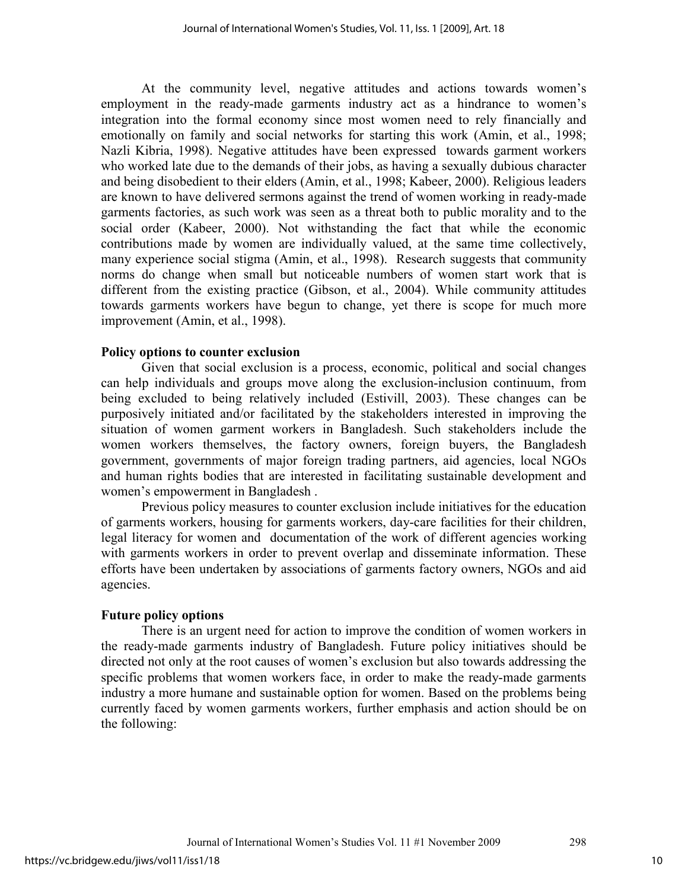At the community level, negative attitudes and actions towards women's employment in the ready-made garments industry act as a hindrance to women's integration into the formal economy since most women need to rely financially and emotionally on family and social networks for starting this work (Amin, et al., 1998; Nazli Kibria, 1998). Negative attitudes have been expressed towards garment workers who worked late due to the demands of their jobs, as having a sexually dubious character and being disobedient to their elders (Amin, et al., 1998; Kabeer, 2000). Religious leaders are known to have delivered sermons against the trend of women working in ready-made garments factories, as such work was seen as a threat both to public morality and to the social order (Kabeer, 2000). Not withstanding the fact that while the economic contributions made by women are individually valued, at the same time collectively, many experience social stigma (Amin, et al., 1998). Research suggests that community norms do change when small but noticeable numbers of women start work that is different from the existing practice (Gibson, et al., 2004). While community attitudes towards garments workers have begun to change, yet there is scope for much more improvement (Amin, et al., 1998).

**Policy options to counter exclusion**

Given that social exclusion is a process, economic, political and social changes can help individuals and groups move along the exclusion-inclusion continuum, from being excluded to being relatively included (Estivill, 2003). These changes can be purposively initiated and/or facilitated by the stakeholders interested in improving the situation of women garment workers in Bangladesh. Such stakeholders include the women workers themselves, the factory owners, foreign buyers, the Bangladesh government, governments of major foreign trading partners, aid agencies, local NGOs and human rights bodies that are interested in facilitating sustainable development and women's empowerment in Bangladesh .

Previous policy measures to counter exclusion include initiatives for the education of garments workers, housing for garments workers, day-care facilities for their children, legal literacy for women and documentation of the work of different agencies working with garments workers in order to prevent overlap and disseminate information. These efforts have been undertaken by associations of garments factory owners, NGOs and aid agencies.

**Future policy options**

There is an urgent need for action to improve the condition of women workers in the ready-made garments industry of Bangladesh. Future policy initiatives should be directed not only at the root causes of women's exclusion but also towards addressing the specific problems that women workers face, in order to make the ready-made garments industry a more humane and sustainable option for women. Based on the problems being currently faced by women garments workers, further emphasis and action should be on the following: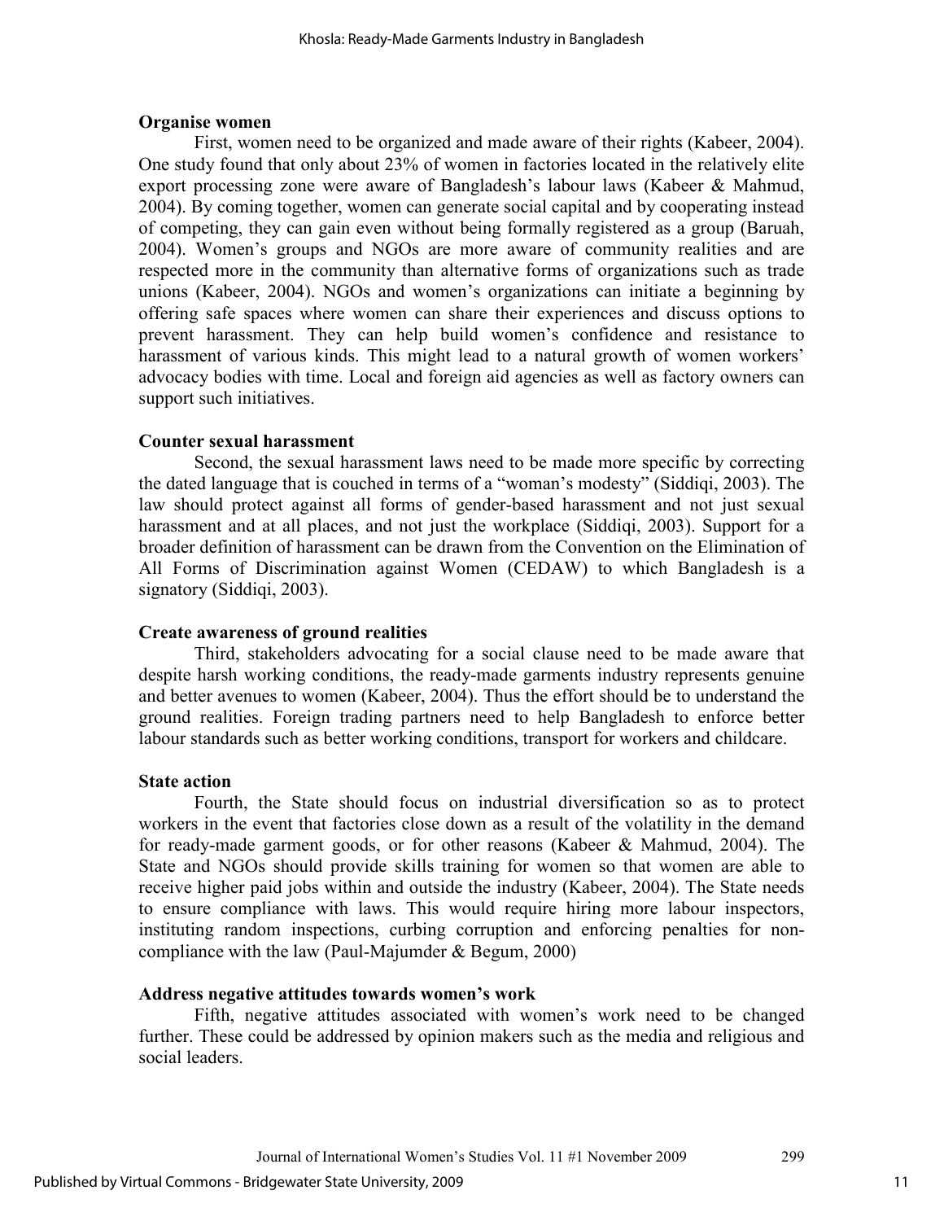**Organise women**

First, women need to be organized and made aware of their rights (Kabeer, 2004). One study found that only about 23% of women in factories located in the relatively elite export processing zone were aware of Bangladesh's labour laws (Kabeer & Mahmud, 2004). By coming together, women can generate social capital and by cooperating instead of competing, they can gain even without being formally registered as a group (Baruah, 2004). Women's groups and NGOs are more aware of community realities and are respected more in the community than alternative forms of organizations such as trade unions (Kabeer, 2004). NGOs and women's organizations can initiate a beginning by offering safe spaces where women can share their experiences and discuss options to prevent harassment. They can help build women's confidence and resistance to harassment of various kinds. This might lead to a natural growth of women workers' advocacy bodies with time. Local and foreign aid agencies as well as factory owners can support such initiatives.

**Counter sexual harassment**

Second, the sexual harassment laws need to be made more specific by correcting the dated language that is couched in terms of a "woman's modesty" (Siddiqi, 2003). The law should protect against all forms of gender-based harassment and not just sexual harassment and at all places, and not just the workplace (Siddiqi, 2003). Support for a broader definition of harassment can be drawn from the Convention on the Elimination of All Forms of Discrimination against Women (CEDAW) to which Bangladesh is a signatory (Siddiqi, 2003).

**Create awareness of ground realities**

Third, stakeholders advocating for a social clause need to be made aware that despite harsh working conditions, the ready-made garments industry represents genuine and better avenues to women (Kabeer, 2004). Thus the effort should be to understand the ground realities. Foreign trading partners need to help Bangladesh to enforce better labour standards such as better working conditions, transport for workers and childcare.

**State action**

Fourth, the State should focus on industrial diversification so as to protect workers in the event that factories close down as a result of the volatility in the demand for ready-made garment goods, or for other reasons (Kabeer & Mahmud, 2004). The State and NGOs should provide skills training for women so that women are able to receive higher paid jobs within and outside the industry (Kabeer, 2004). The State needs to ensure compliance with laws. This would require hiring more labour inspectors, instituting random inspections, curbing corruption and enforcing penalties for non-compliance with the law (Paul-Majumder & Begum, 2000)

**Address negative attitudes towards women's work**

Fifth, negative attitudes associated with women's work need to be changed further. These could be addressed by opinion makers such as the media and religious and social leaders.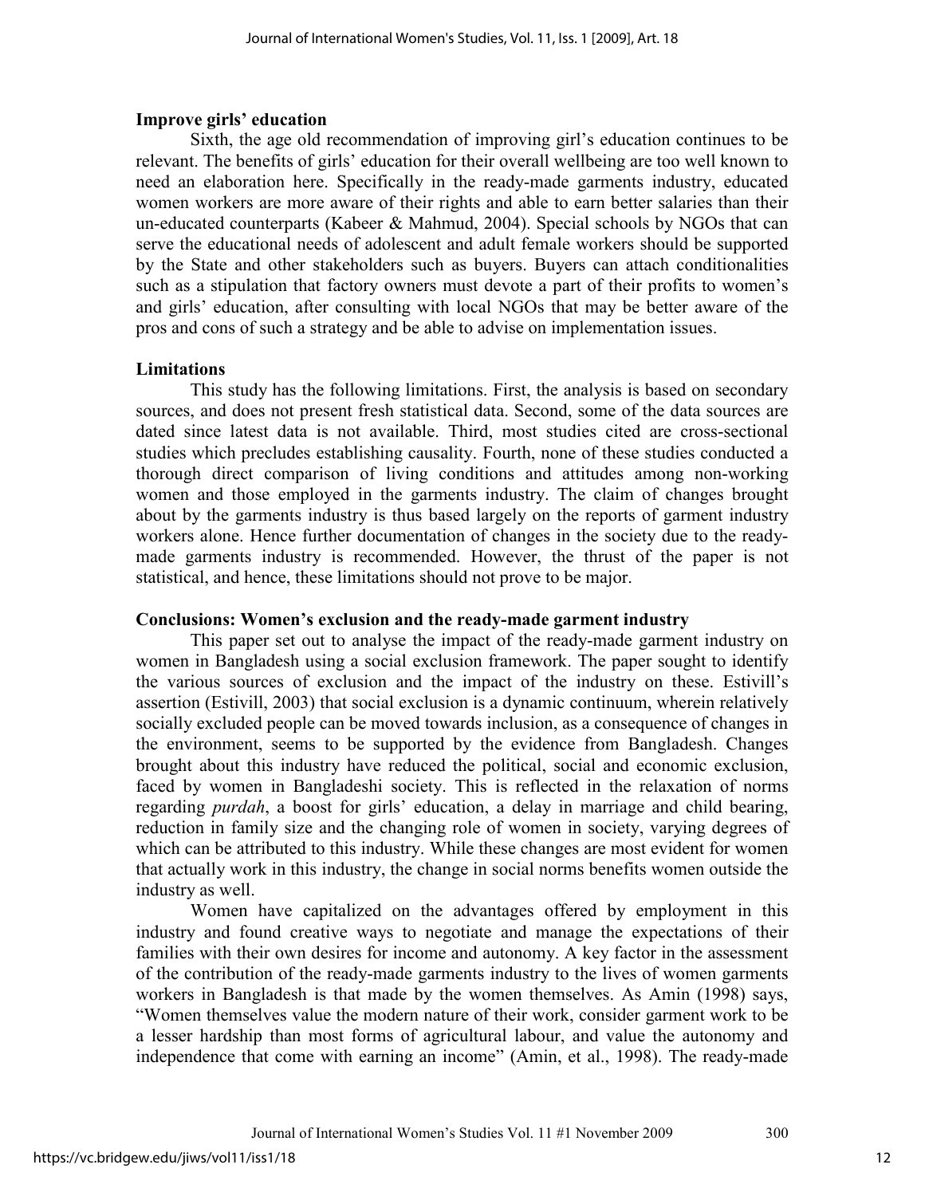### Improve girls' education

Sixth, the age old recommendation of improving girl's education continues to be relevant. The benefits of girls' education for their overall wellbeing are too well known to need an elaboration here. Specifically in the ready-made garments industry, educated women workers are more aware of their rights and able to earn better salaries than their un-educated counterparts (Kabeer & Mahmud, 2004). Special schools by NGOs that can serve the educational needs of adolescent and adult female workers should be supported by the State and other stakeholders such as buyers. Buyers can attach conditionalities such as a stipulation that factory owners must devote a part of their profits to women's and girls' education, after consulting with local NGOs that may be better aware of the pros and cons of such a strategy and be able to advise on implementation issues.

### Limitations

This study has the following limitations. First, the analysis is based on secondary sources, and does not present fresh statistical data. Second, some of the data sources are dated since latest data is not available. Third, most studies cited are cross-sectional studies which precludes establishing causality. Fourth, none of these studies conducted a thorough direct comparison of living conditions and attitudes among non-working women and those employed in the garments industry. The claim of changes brought about by the garments industry is thus based largely on the reports of garment industry workers alone. Hence further documentation of changes in the society due to the ready-made garments industry is recommended. However, the thrust of the paper is not statistical, and hence, these limitations should not prove to be major.

### Conclusions: Women's exclusion and the ready-made garment industry

This paper set out to analyse the impact of the ready-made garment industry on women in Bangladesh using a social exclusion framework. The paper sought to identify the various sources of exclusion and the impact of the industry on these. Estivill's assertion (Estivill, 2003) that social exclusion is a dynamic continuum, wherein relatively socially excluded people can be moved towards inclusion, as a consequence of changes in the environment, seems to be supported by the evidence from Bangladesh. Changes brought about this industry have reduced the political, social and economic exclusion, faced by women in Bangladeshi society. This is reflected in the relaxation of norms regarding *purdah*, a boost for girls' education, a delay in marriage and child bearing, reduction in family size and the changing role of women in society, varying degrees of which can be attributed to this industry. While these changes are most evident for women that actually work in this industry, the change in social norms benefits women outside the industry as well.

Women have capitalized on the advantages offered by employment in this industry and found creative ways to negotiate and manage the expectations of their families with their own desires for income and autonomy. A key factor in the assessment of the contribution of the ready-made garments industry to the lives of women garments workers in Bangladesh is that made by the women themselves. As Amin (1998) says, "Women themselves value the modern nature of their work, consider garment work to be a lesser hardship than most forms of agricultural labour, and value the autonomy and independence that come with earning an income" (Amin, et al., 1998). The ready-made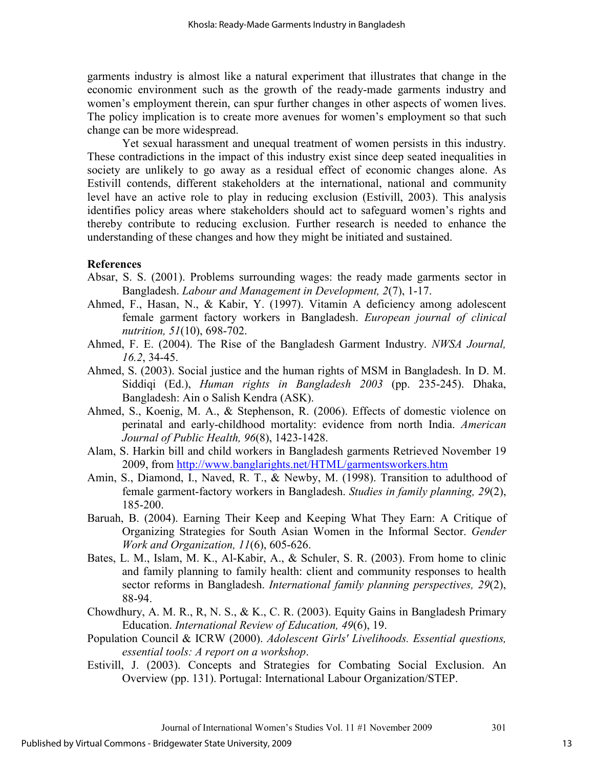garments industry is almost like a natural experiment that illustrates that change in the economic environment such as the growth of the ready-made garments industry and women's employment therein, can spur further changes in other aspects of women lives. The policy implication is to create more avenues for women's employment so that such change can be more widespread.

Yet sexual harassment and unequal treatment of women persists in this industry. These contradictions in the impact of this industry exist since deep seated inequalities in society are unlikely to go away as a residual effect of economic changes alone. As Estivill contends, different stakeholders at the international, national and community level have an active role to play in reducing exclusion (Estivill, 2003). This analysis identifies policy areas where stakeholders should act to safeguard women's rights and thereby contribute to reducing exclusion. Further research is needed to enhance the understanding of these changes and how they might be initiated and sustained.

## References

Absar, S. S. (2001). Problems surrounding wages: the ready made garments sector in Bangladesh. *Labour and Management in Development, 2*(7), 1-17.

Ahmed, F., Hasan, N., & Kabir, Y. (1997). Vitamin A deficiency among adolescent female garment factory workers in Bangladesh. *European journal of clinical nutrition, 51*(10), 698-702.

Ahmed, F. E. (2004). The Rise of the Bangladesh Garment Industry. *NWSA Journal, 16.2*, 34-45.

Ahmed, S. (2003). Social justice and the human rights of MSM in Bangladesh. In D. M. Siddiqi (Ed.), *Human rights in Bangladesh 2003* (pp. 235-245). Dhaka, Bangladesh: Ain o Salish Kendra (ASK).

Ahmed, S., Koenig, M. A., & Stephenson, R. (2006). Effects of domestic violence on perinatal and early-childhood mortality: evidence from north India. *American Journal of Public Health, 96*(8), 1423-1428.

Alam, S. Harkin bill and child workers in Bangladesh garments Retrieved November 19 2009, from http://www.banglarights.net/HTML/garmentsworkers.htm

Amin, S., Diamond, I., Naved, R. T., & Newby, M. (1998). Transition to adulthood of female garment-factory workers in Bangladesh. *Studies in family planning, 29*(2), 185-200.

Baruah, B. (2004). Earning Their Keep and Keeping What They Earn: A Critique of Organizing Strategies for South Asian Women in the Informal Sector. *Gender Work and Organization, 11*(6), 605-626.

Bates, L. M., Islam, M. K., Al-Kabir, A., & Schuler, S. R. (2003). From home to clinic and family planning to family health: client and community responses to health sector reforms in Bangladesh. *International family planning perspectives, 29*(2), 88-94.

Chowdhury, A. M. R., R, N. S., & K., C. R. (2003). Equity Gains in Bangladesh Primary Education. *International Review of Education, 49*(6), 19.

Population Council & ICRW (2000). *Adolescent Girls' Livelihoods. Essential questions, essential tools: A report on a workshop*.

Estivill, J. (2003). Concepts and Strategies for Combating Social Exclusion. An Overview (pp. 131). Portugal: International Labour Organization/STEP.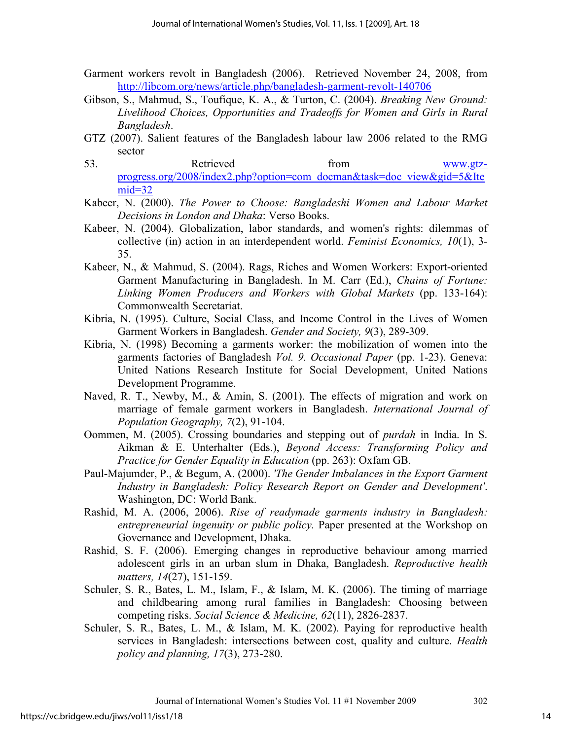Garment workers revolt in Bangladesh (2006). Retrieved November 24, 2008, from http://libcom.org/news/article.php/bangladesh-garment-revolt-140706

Gibson, S., Mahmud, S., Toufique, K. A., & Turton, C. (2004). *Breaking New Ground: Livelihood Choices, Opportunities and Tradeoffs for Women and Girls in Rural Bangladesh*.

GTZ (2007). Salient features of the Bangladesh labour law 2006 related to the RMG sector

53. Retrieved from www.gtz-progress.org/2008/index2.php?option=com_docman&task=doc_view&gid=5&Itemid=32

Kabeer, N. (2000). *The Power to Choose: Bangladeshi Women and Labour Market Decisions in London and Dhaka*: Verso Books.

Kabeer, N. (2004). Globalization, labor standards, and women's rights: dilemmas of collective (in) action in an interdependent world. *Feminist Economics, 10*(1), 3-35.

Kabeer, N., & Mahmud, S. (2004). Rags, Riches and Women Workers: Export-oriented Garment Manufacturing in Bangladesh. In M. Carr (Ed.), *Chains of Fortune: Linking Women Producers and Workers with Global Markets* (pp. 133-164): Commonwealth Secretariat.

Kibria, N. (1995). Culture, Social Class, and Income Control in the Lives of Women Garment Workers in Bangladesh. *Gender and Society, 9*(3), 289-309.

Kibria, N. (1998) Becoming a garments worker: the mobilization of women into the garments factories of Bangladesh *Vol. 9. Occasional Paper* (pp. 1-23). Geneva: United Nations Research Institute for Social Development, United Nations Development Programme.

Naved, R. T., Newby, M., & Amin, S. (2001). The effects of migration and work on marriage of female garment workers in Bangladesh. *International Journal of Population Geography, 7*(2), 91-104.

Oommen, M. (2005). Crossing boundaries and stepping out of *purdah* in India. In S. Aikman & E. Unterhalter (Eds.), *Beyond Access: Transforming Policy and Practice for Gender Equality in Education* (pp. 263): Oxfam GB.

Paul-Majumder, P., & Begum, A. (2000). *'The Gender Imbalances in the Export Garment Industry in Bangladesh: Policy Research Report on Gender and Development'*. Washington, DC: World Bank.

Rashid, M. A. (2006, 2006). *Rise of readymade garments industry in Bangladesh: entrepreneurial ingenuity or public policy.* Paper presented at the Workshop on Governance and Development, Dhaka.

Rashid, S. F. (2006). Emerging changes in reproductive behaviour among married adolescent girls in an urban slum in Dhaka, Bangladesh. *Reproductive health matters, 14*(27), 151-159.

Schuler, S. R., Bates, L. M., Islam, F., & Islam, M. K. (2006). The timing of marriage and childbearing among rural families in Bangladesh: Choosing between competing risks. *Social Science & Medicine, 62*(11), 2826-2837.

Schuler, S. R., Bates, L. M., & Islam, M. K. (2002). Paying for reproductive health services in Bangladesh: intersections between cost, quality and culture. *Health policy and planning, 17*(3), 273-280.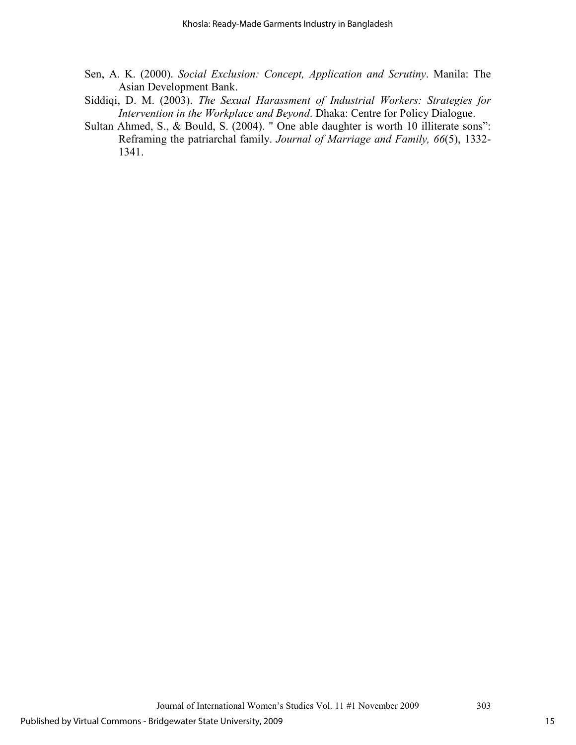Sen, A. K. (2000). *Social Exclusion: Concept, Application and Scrutiny*. Manila: The Asian Development Bank.

Siddiqi, D. M. (2003). *The Sexual Harassment of Industrial Workers: Strategies for Intervention in the Workplace and Beyond*. Dhaka: Centre for Policy Dialogue.

Sultan Ahmed, S., & Bould, S. (2004). " One able daughter is worth 10 illiterate sons": Reframing the patriarchal family. *Journal of Marriage and Family, 66*(5), 1332-1341.